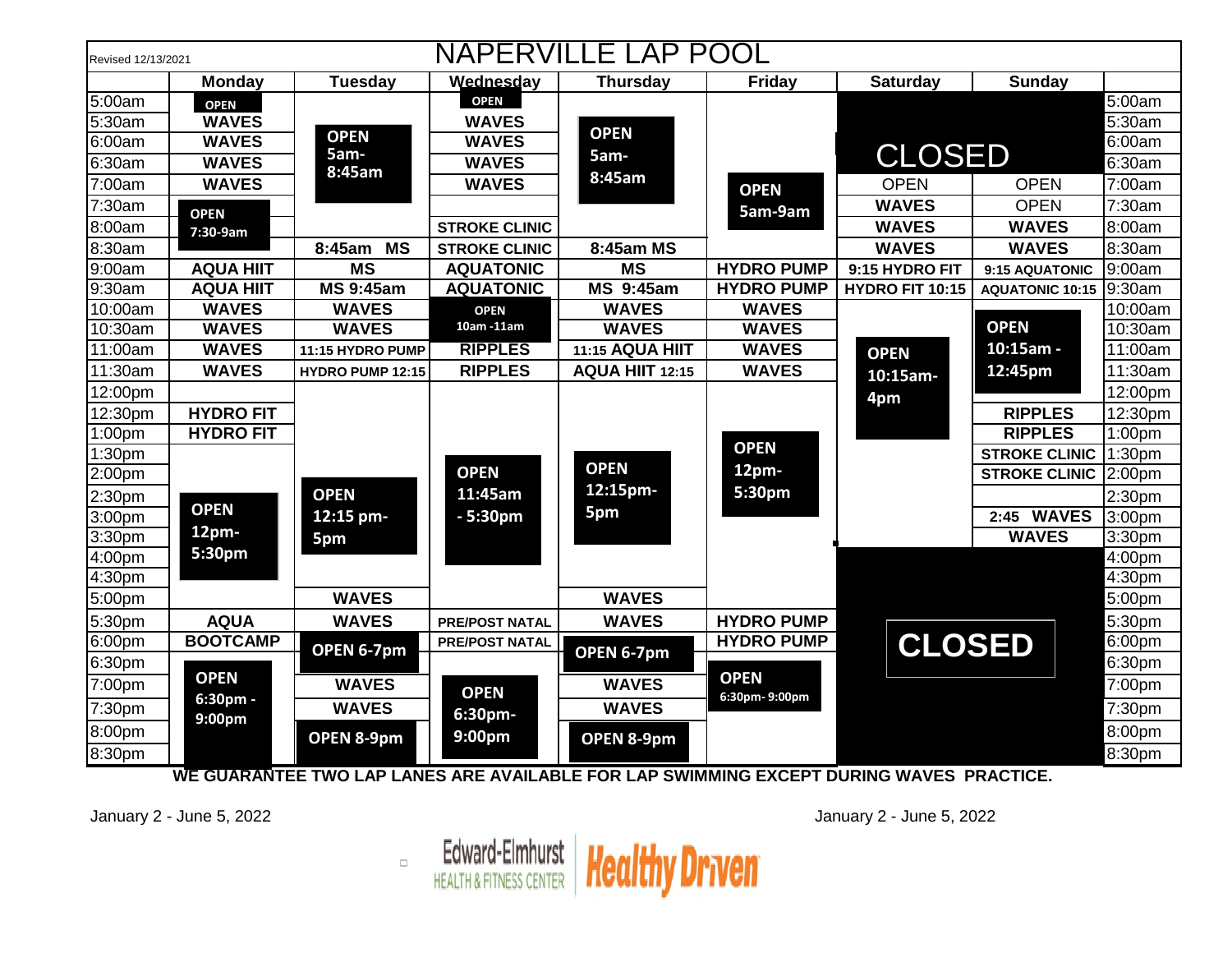Revised 12/13/2021

# NAPERVILLE LAP POOL

| | Monday | Tuesday | Wednesday | Thursday | Friday | Saturday | Sunday | |
|---|---|---|---|---|---|---|---|---|
| 5:00am | OPEN | | OPEN | | | | | 5:00am |
| 5:30am | WAVES | OPEN 5am-8:45am | WAVES | OPEN 5am-8:45am | | | | 5:30am |
| 6:00am | WAVES | | WAVES | | | CLOSED | | 6:00am |
| 6:30am | WAVES | | WAVES | | | | | 6:30am |
| 7:00am | WAVES | | WAVES | | OPEN 5am-9am | OPEN | OPEN | 7:00am |
| 7:30am | OPEN 7:30-9am | | | | | WAVES | OPEN | 7:30am |
| 8:00am | | | STROKE CLINIC | | | WAVES | WAVES | 8:00am |
| 8:30am | | 8:45am MS | STROKE CLINIC | 8:45am MS | | WAVES | WAVES | 8:30am |
| 9:00am | AQUA HIIT | MS | AQUATONIC | MS | HYDRO PUMP | 9:15 HYDRO FIT | 9:15 AQUATONIC | 9:00am |
| 9:30am | AQUA HIIT | MS 9:45am | AQUATONIC | MS 9:45am | HYDRO PUMP | HYDRO FIT 10:15 | AQUATONIC 10:15 | 9:30am |
| 10:00am | WAVES | WAVES | OPEN 10am -11am | WAVES | WAVES | | | 10:00am |
| 10:30am | WAVES | WAVES | | WAVES | WAVES | | OPEN 10:15am - 12:45pm | 10:30am |
| 11:00am | WAVES | 11:15 HYDRO PUMP | RIPPLES | 11:15 AQUA HIIT | WAVES | OPEN 10:15am-4pm | | 11:00am |
| 11:30am | WAVES | HYDRO PUMP 12:15 | RIPPLES | AQUA HIIT 12:15 | WAVES | | | 11:30am |
| 12:00pm | | | | | | | | 12:00pm |
| 12:30pm | HYDRO FIT | | | | | | RIPPLES | 12:30pm |
| 1:00pm | HYDRO FIT | | | | | | RIPPLES | 1:00pm |
| 1:30pm | | | | | OPEN 12pm-5:30pm | | STROKE CLINIC | 1:30pm |
| 2:00pm | | | OPEN 11:45am - 5:30pm | OPEN 12:15pm-5pm | | | STROKE CLINIC | 2:00pm |
| 2:30pm | | OPEN 12:15 pm-5pm | | | | | | 2:30pm |
| 3:00pm | OPEN 12pm-5:30pm | | | | | | 2:45 WAVES | 3:00pm |
| 3:30pm | | | | | | | WAVES | 3:30pm |
| 4:00pm | | | | | | | | 4:00pm |
| 4:30pm | | | | | | | | 4:30pm |
| 5:00pm | | WAVES | | WAVES | | | | 5:00pm |
| 5:30pm | AQUA | WAVES | PRE/POST NATAL | WAVES | HYDRO PUMP | | | 5:30pm |
| 6:00pm | BOOTCAMP | OPEN 6-7pm | PRE/POST NATAL | OPEN 6-7pm | HYDRO PUMP | CLOSED | | 6:00pm |
| 6:30pm | | | | | | | | 6:30pm |
| 7:00pm | OPEN 6:30pm - 9:00pm | WAVES | OPEN 6:30pm-9:00pm | WAVES | OPEN 6:30pm- 9:00pm | | | 7:00pm |
| 7:30pm | | WAVES | | WAVES | | | | 7:30pm |
| 8:00pm | | OPEN 8-9pm | | OPEN 8-9pm | | | | 8:00pm |
| 8:30pm | | | | | | | | 8:30pm |

**WE GUARANTEE TWO LAP LANES ARE AVAILABLE FOR LAP SWIMMING EXCEPT DURING WAVES PRACTICE.**

January 2 - June 5, 2022

January 2 - June 5, 2022

Edward-Elmhurst HEALTH & FITNESS CENTER | Healthy Driven